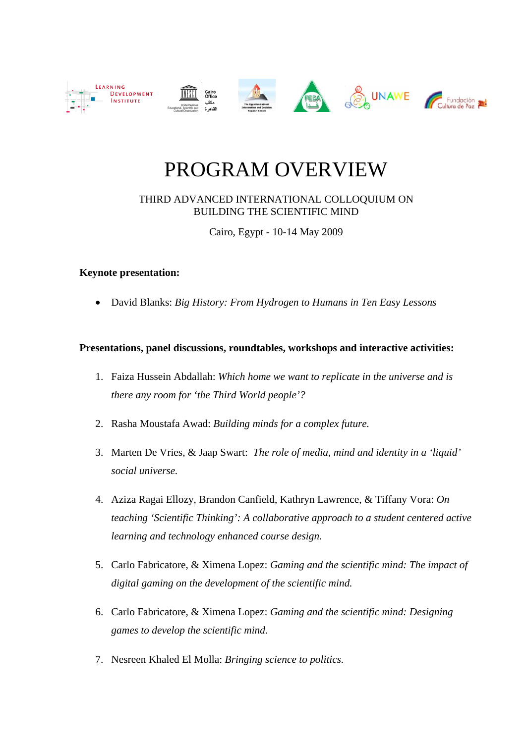# PROGRAM OVERVIEW

THIRD ADVANCED INTERNATIONAL COLLOQUIUM ON BUILDING THE SCIENTIFIC MIND

Cairo, Egypt - 10-14 May 2009

**Keynote presentation:**

- David Blanks: *Big History: From Hydrogen to Humans in Ten Easy Lessons*

**Presentations, panel discussions, roundtables, workshops and interactive activities:**

1. Faiza Hussein Abdallah: *Which home we want to replicate in the universe and is there any room for 'the Third World people'?*
2. Rasha Moustafa Awad: *Building minds for a complex future.*
3. Marten De Vries, & Jaap Swart: *The role of media, mind and identity in a 'liquid' social universe.*
4. Aziza Ragai Ellozy, Brandon Canfield, Kathryn Lawrence, & Tiffany Vora: *On teaching 'Scientific Thinking': A collaborative approach to a student centered active learning and technology enhanced course design.*
5. Carlo Fabricatore, & Ximena Lopez: *Gaming and the scientific mind: The impact of digital gaming on the development of the scientific mind.*
6. Carlo Fabricatore, & Ximena Lopez: *Gaming and the scientific mind: Designing games to develop the scientific mind.*
7. Nesreen Khaled El Molla: *Bringing science to politics.*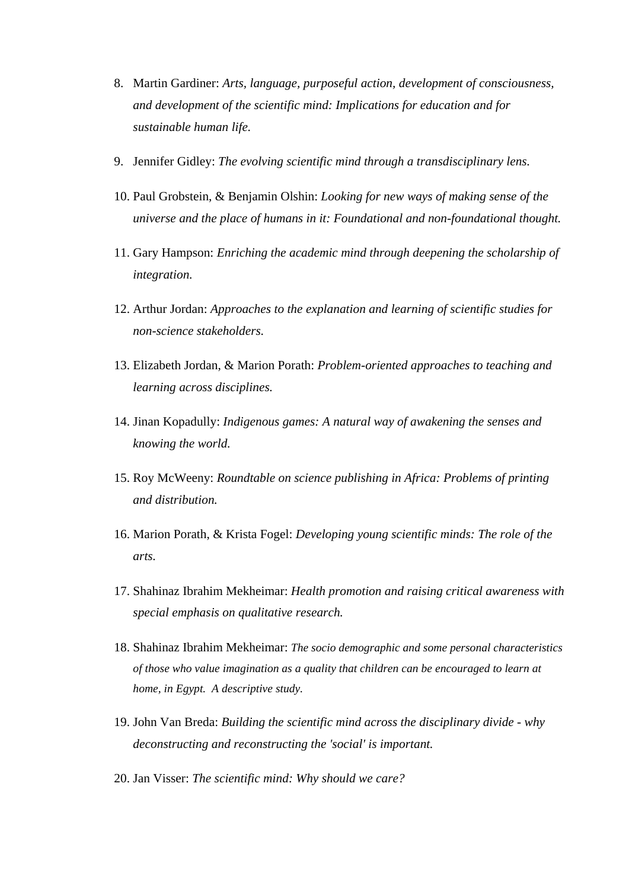8. Martin Gardiner: *Arts, language, purposeful action, development of consciousness, and development of the scientific mind: Implications for education and for sustainable human life.*

9. Jennifer Gidley: *The evolving scientific mind through a transdisciplinary lens.*

10. Paul Grobstein, & Benjamin Olshin: *Looking for new ways of making sense of the universe and the place of humans in it: Foundational and non-foundational thought.*

11. Gary Hampson: *Enriching the academic mind through deepening the scholarship of integration.*

12. Arthur Jordan: *Approaches to the explanation and learning of scientific studies for non-science stakeholders.*

13. Elizabeth Jordan, & Marion Porath: *Problem-oriented approaches to teaching and learning across disciplines.*

14. Jinan Kopadully: *Indigenous games: A natural way of awakening the senses and knowing the world.*

15. Roy McWeeny: *Roundtable on science publishing in Africa: Problems of printing and distribution.*

16. Marion Porath, & Krista Fogel: *Developing young scientific minds: The role of the arts.*

17. Shahinaz Ibrahim Mekheimar: *Health promotion and raising critical awareness with special emphasis on qualitative research.*

18. Shahinaz Ibrahim Mekheimar: *The socio demographic and some personal characteristics of those who value imagination as a quality that children can be encouraged to learn at home, in Egypt. A descriptive study.*

19. John Van Breda: *Building the scientific mind across the disciplinary divide - why deconstructing and reconstructing the 'social' is important.*

20. Jan Visser: *The scientific mind: Why should we care?*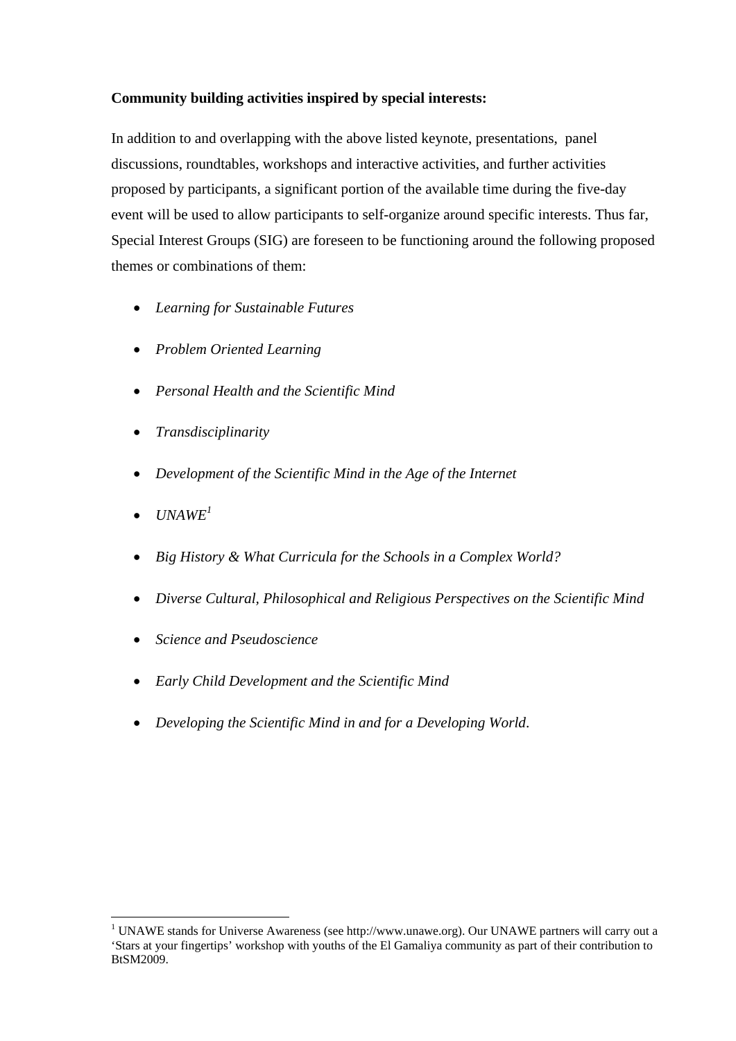**Community building activities inspired by special interests:**

In addition to and overlapping with the above listed keynote, presentations, panel discussions, roundtables, workshops and interactive activities, and further activities proposed by participants, a significant portion of the available time during the five-day event will be used to allow participants to self-organize around specific interests. Thus far, Special Interest Groups (SIG) are foreseen to be functioning around the following proposed themes or combinations of them:

- *Learning for Sustainable Futures*
- *Problem Oriented Learning*
- *Personal Health and the Scientific Mind*
- *Transdisciplinarity*
- *Development of the Scientific Mind in the Age of the Internet*
- *UNAWE*[1]
- *Big History & What Curricula for the Schools in a Complex World?*
- *Diverse Cultural, Philosophical and Religious Perspectives on the Scientific Mind*
- *Science and Pseudoscience*
- *Early Child Development and the Scientific Mind*
- *Developing the Scientific Mind in and for a Developing World.*

---

[1] UNAWE stands for Universe Awareness (see http://www.unawe.org). Our UNAWE partners will carry out a 'Stars at your fingertips' workshop with youths of the El Gamaliya community as part of their contribution to BtSM2009.